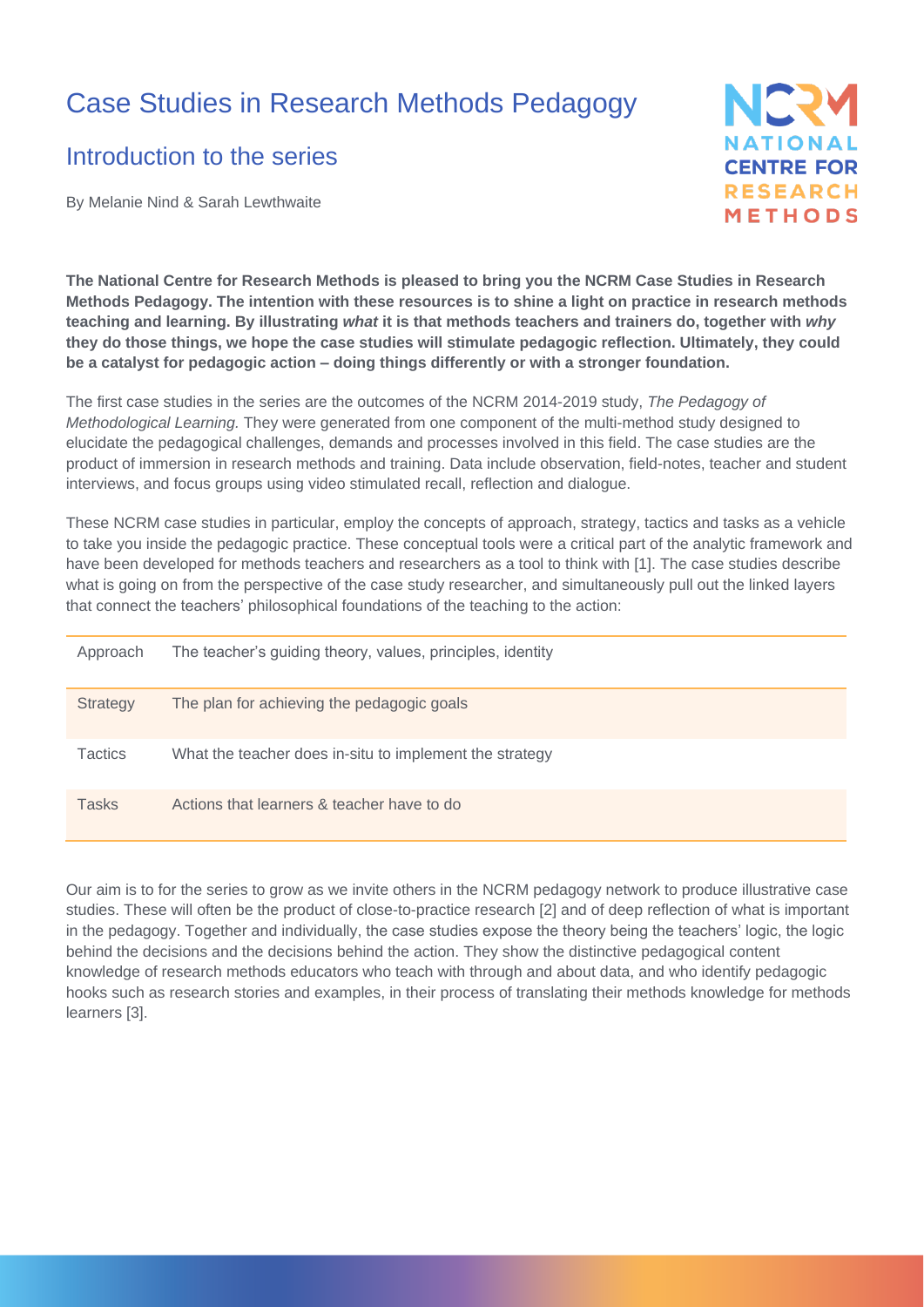# Case Studies in Research Methods Pedagogy

## Introduction to the series

By Melanie Nind & Sarah Lewthwaite

**The National Centre for Research Methods is pleased to bring you the NCRM Case Studies in Research Methods Pedagogy. The intention with these resources is to shine a light on practice in research methods teaching and learning. By illustrating *what* it is that methods teachers and trainers do, together with *why* they do those things, we hope the case studies will stimulate pedagogic reflection. Ultimately, they could be a catalyst for pedagogic action – doing things differently or with a stronger foundation.**

The first case studies in the series are the outcomes of the NCRM 2014-2019 study, *The Pedagogy of Methodological Learning.* They were generated from one component of the multi-method study designed to elucidate the pedagogical challenges, demands and processes involved in this field. The case studies are the product of immersion in research methods and training. Data include observation, field-notes, teacher and student interviews, and focus groups using video stimulated recall, reflection and dialogue.

These NCRM case studies in particular, employ the concepts of approach, strategy, tactics and tasks as a vehicle to take you inside the pedagogic practice. These conceptual tools were a critical part of the analytic framework and have been developed for methods teachers and researchers as a tool to think with [1]. The case studies describe what is going on from the perspective of the case study researcher, and simultaneously pull out the linked layers that connect the teachers' philosophical foundations of the teaching to the action:

| | |
|---|---|
| Approach | The teacher's guiding theory, values, principles, identity |
| Strategy | The plan for achieving the pedagogic goals |
| Tactics | What the teacher does in-situ to implement the strategy |
| Tasks | Actions that learners & teacher have to do |

Our aim is to for the series to grow as we invite others in the NCRM pedagogy network to produce illustrative case studies. These will often be the product of close-to-practice research [2] and of deep reflection of what is important in the pedagogy. Together and individually, the case studies expose the theory being the teachers' logic, the logic behind the decisions and the decisions behind the action. They show the distinctive pedagogical content knowledge of research methods educators who teach with through and about data, and who identify pedagogic hooks such as research stories and examples, in their process of translating their methods knowledge for methods learners [3].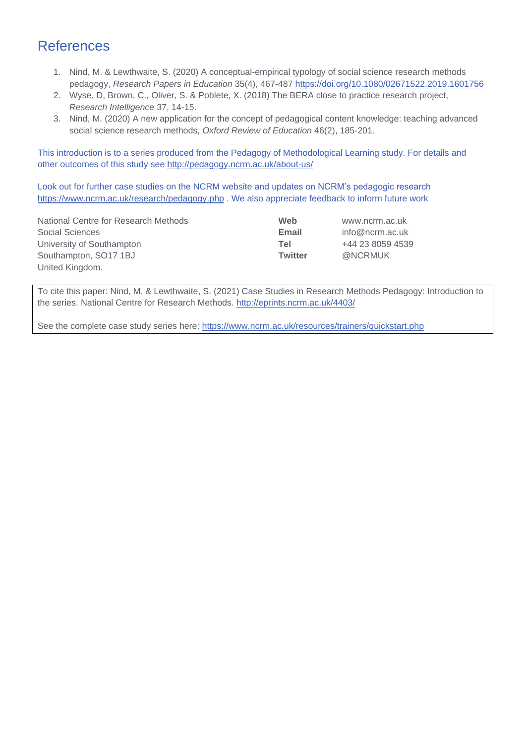## References

1. Nind, M. & Lewthwaite, S. (2020) A conceptual-empirical typology of social science research methods pedagogy, *Research Papers in Education* 35(4), 467-487 https://doi.org/10.1080/02671522.2019.1601756
2. Wyse, D, Brown, C., Oliver, S. & Poblete, X. (2018) The BERA close to practice research project, *Research Intelligence* 37, 14-15.
3. Nind, M. (2020) A new application for the concept of pedagogical content knowledge: teaching advanced social science research methods, *Oxford Review of Education* 46(2), 185-201.

This introduction is to a series produced from the Pedagogy of Methodological Learning study. For details and other outcomes of this study see http://pedagogy.ncrm.ac.uk/about-us/

Look out for further case studies on the NCRM website and updates on NCRM's pedagogic research https://www.ncrm.ac.uk/research/pedagogy.php . We also appreciate feedback to inform future work

National Centre for Research Methods
Social Sciences
University of Southampton
Southampton, SO17 1BJ
United Kingdom.

**Web** www.ncrm.ac.uk
**Email** info@ncrm.ac.uk
**Tel** +44 23 8059 4539
**Twitter** @NCRMUK

To cite this paper: Nind, M. & Lewthwaite, S. (2021) Case Studies in Research Methods Pedagogy: Introduction to the series. National Centre for Research Methods. http://eprints.ncrm.ac.uk/4403/

See the complete case study series here: https://www.ncrm.ac.uk/resources/trainers/quickstart.php